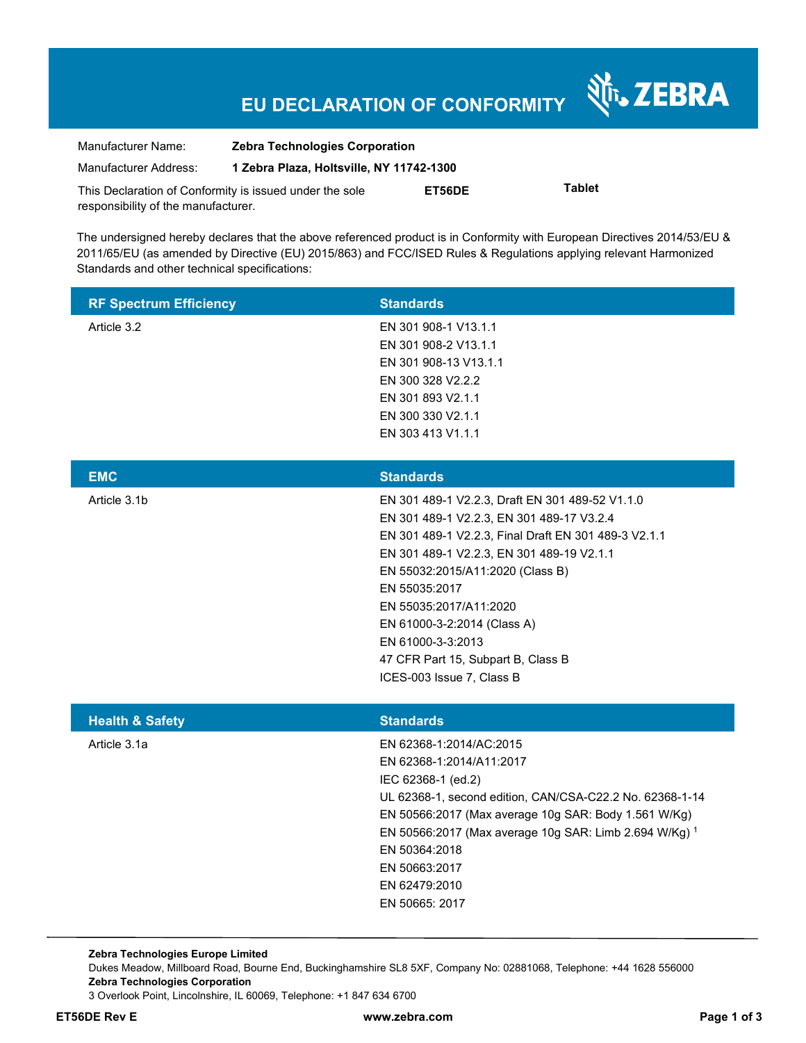# EU DECLARATION OF CONFORMITY

ZEBRA

| | |
|---|---|
| Manufacturer Name: | **Zebra Technologies Corporation** |
| Manufacturer Address: | **1 Zebra Plaza, Holtsville, NY 11742-1300** |

This Declaration of Conformity is issued under the sole responsibility of the manufacturer. **ET56DE** **Tablet**

The undersigned hereby declares that the above referenced product is in Conformity with European Directives 2014/53/EU & 2011/65/EU (as amended by Directive (EU) 2015/863) and FCC/ISED Rules & Regulations applying relevant Harmonized Standards and other technical specifications:

| RF Spectrum Efficiency | Standards |
|---|---|
| Article 3.2 | EN 301 908-1 V13.1.1 |
| | EN 301 908-2 V13.1.1 |
| | EN 301 908-13 V13.1.1 |
| | EN 300 328 V2.2.2 |
| | EN 301 893 V2.1.1 |
| | EN 300 330 V2.1.1 |
| | EN 303 413 V1.1.1 |

| EMC | Standards |
|---|---|
| Article 3.1b | EN 301 489-1 V2.2.3, Draft EN 301 489-52 V1.1.0 |
| | EN 301 489-1 V2.2.3, EN 301 489-17 V3.2.4 |
| | EN 301 489-1 V2.2.3, Final Draft EN 301 489-3 V2.1.1 |
| | EN 301 489-1 V2.2.3, EN 301 489-19 V2.1.1 |
| | EN 55032:2015/A11:2020 (Class B) |
| | EN 55035:2017 |
| | EN 55035:2017/A11:2020 |
| | EN 61000-3-2:2014 (Class A) |
| | EN 61000-3-3:2013 |
| | 47 CFR Part 15, Subpart B, Class B |
| | ICES-003 Issue 7, Class B |

| Health & Safety | Standards |
|---|---|
| Article 3.1a | EN 62368-1:2014/AC:2015 |
| | EN 62368-1:2014/A11:2017 |
| | IEC 62368-1 (ed.2) |
| | UL 62368-1, second edition, CAN/CSA-C22.2 No. 62368-1-14 |
| | EN 50566:2017 (Max average 10g SAR: Body 1.561 W/Kg) |
| | EN 50566:2017 (Max average 10g SAR: Limb 2.694 W/Kg) [1] |
| | EN 50364:2018 |
| | EN 50663:2017 |
| | EN 62479:2010 |
| | EN 50665: 2017 |

**Zebra Technologies Europe Limited**
Dukes Meadow, Millboard Road, Bourne End, Buckinghamshire SL8 5XF, Company No: 02881068, Telephone: +44 1628 556000
**Zebra Technologies Corporation**
3 Overlook Point, Lincolnshire, IL 60069, Telephone: +1 847 634 6700

**ET56DE Rev E** **www.zebra.com**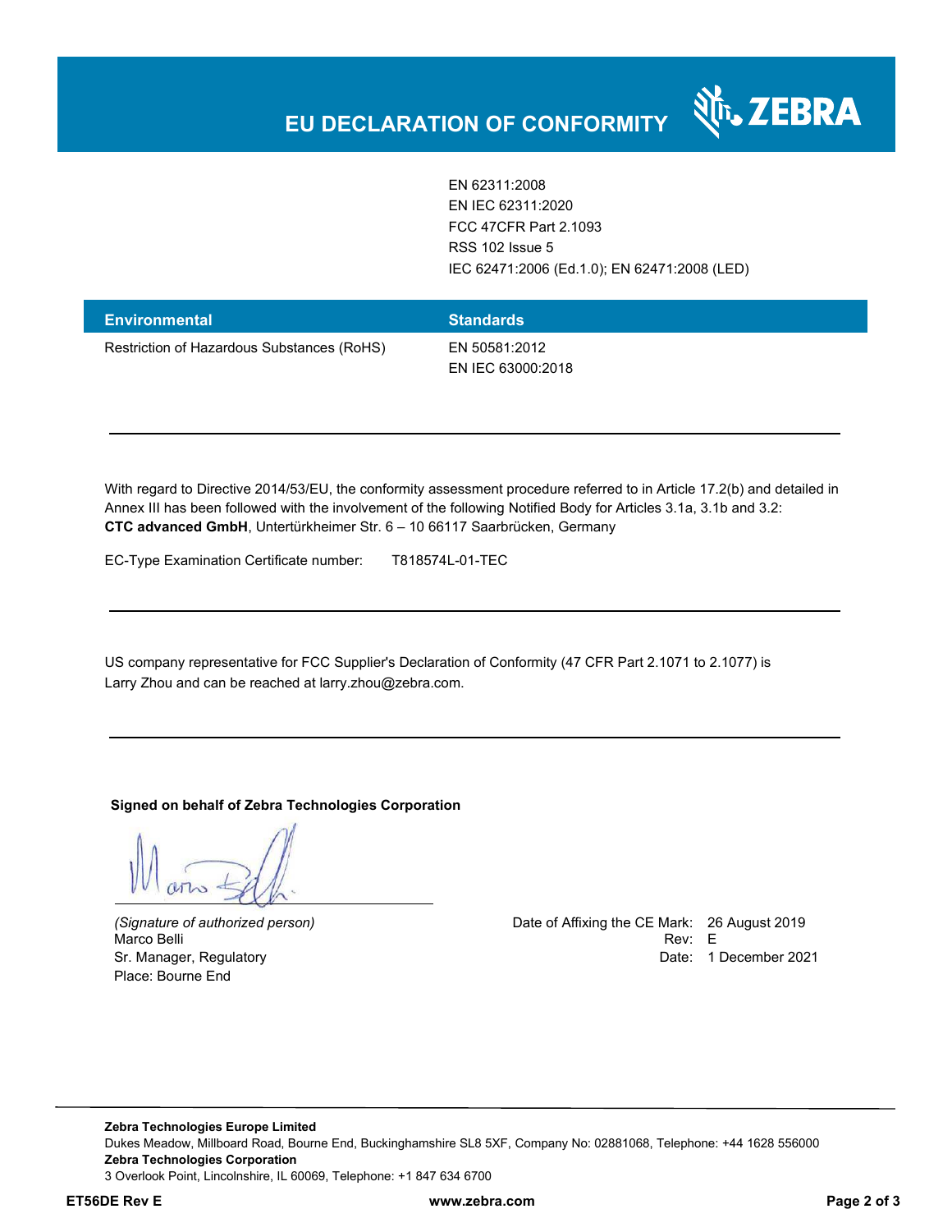# EU DECLARATION OF CONFORMITY

| | |
|---|---|
| | EN 62311:2008 |
| | EN IEC 62311:2020 |
| | FCC 47CFR Part 2.1093 |
| | RSS 102 Issue 5 |
| | IEC 62471:2006 (Ed.1.0); EN 62471:2008 (LED) |

| Environmental | Standards |
|---|---|
| Restriction of Hazardous Substances (RoHS) | EN 50581:2012<br>EN IEC 63000:2018 |

---

With regard to Directive 2014/53/EU, the conformity assessment procedure referred to in Article 17.2(b) and detailed in Annex III has been followed with the involvement of the following Notified Body for Articles 3.1a, 3.1b and 3.2:
**CTC advanced GmbH**, Untertürkheimer Str. 6 – 10 66117 Saarbrücken, Germany

EC-Type Examination Certificate number: T818574L-01-TEC

---

US company representative for FCC Supplier's Declaration of Conformity (47 CFR Part 2.1071 to 2.1077) is Larry Zhou and can be reached at larry.zhou@zebra.com.

---

**Signed on behalf of Zebra Technologies Corporation**

*(Signature of authorized person)*
Marco Belli
Sr. Manager, Regulatory
Place: Bourne End

Date of Affixing the CE Mark: 26 August 2019
Rev: E
Date: 1 December 2021

**Zebra Technologies Europe Limited**
Dukes Meadow, Millboard Road, Bourne End, Buckinghamshire SL8 5XF, Company No: 02881068, Telephone: +44 1628 556000
**Zebra Technologies Corporation**
3 Overlook Point, Lincolnshire, IL 60069, Telephone: +1 847 634 6700

**ET56DE Rev E** **www.zebra.com**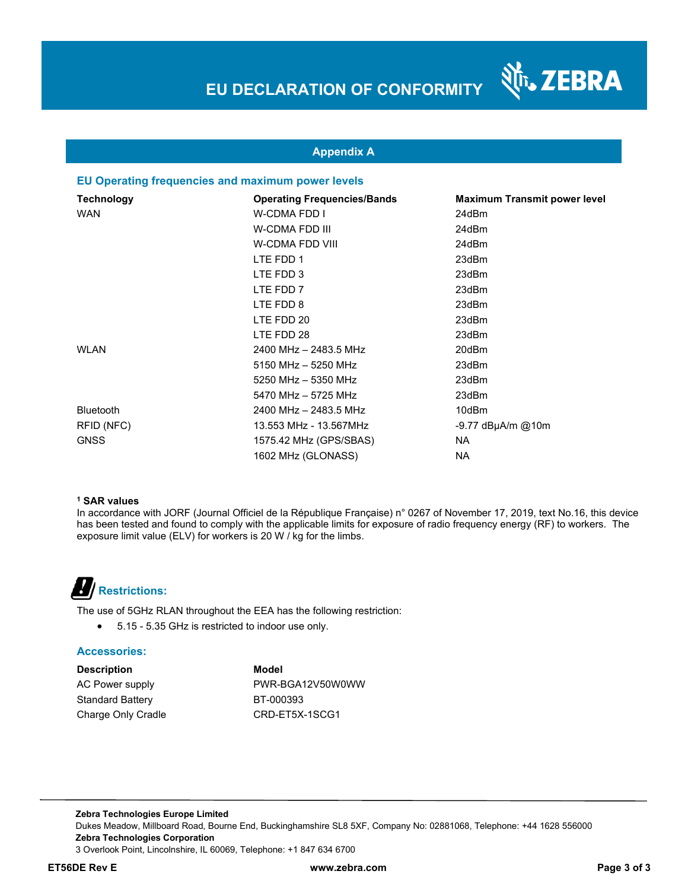# EU DECLARATION OF CONFORMITY

## Appendix A

### EU Operating frequencies and maximum power levels

| Technology | Operating Frequencies/Bands | Maximum Transmit power level |
|---|---|---|
| WAN | W-CDMA FDD I | 24dBm |
| | W-CDMA FDD III | 24dBm |
| | W-CDMA FDD VIII | 24dBm |
| | LTE FDD 1 | 23dBm |
| | LTE FDD 3 | 23dBm |
| | LTE FDD 7 | 23dBm |
| | LTE FDD 8 | 23dBm |
| | LTE FDD 20 | 23dBm |
| | LTE FDD 28 | 23dBm |
| WLAN | 2400 MHz – 2483.5 MHz | 20dBm |
| | 5150 MHz – 5250 MHz | 23dBm |
| | 5250 MHz – 5350 MHz | 23dBm |
| | 5470 MHz – 5725 MHz | 23dBm |
| Bluetooth | 2400 MHz – 2483.5 MHz | 10dBm |
| RFID (NFC) | 13.553 MHz - 13.567MHz | -9.77 dBμA/m @10m |
| GNSS | 1575.42 MHz (GPS/SBAS) | NA |
| | 1602 MHz (GLONASS) | NA |

**[1] SAR values**

In accordance with JORF (Journal Officiel de la République Française) n° 0267 of November 17, 2019, text No.16, this device has been tested and found to comply with the applicable limits for exposure of radio frequency energy (RF) to workers. The exposure limit value (ELV) for workers is 20 W / kg for the limbs.

### Restrictions:

The use of 5GHz RLAN throughout the EEA has the following restriction:

- 5.15 - 5.35 GHz is restricted to indoor use only.

### Accessories:

| Description | Model |
|---|---|
| AC Power supply | PWR-BGA12V50W0WW |
| Standard Battery | BT-000393 |
| Charge Only Cradle | CRD-ET5X-1SCG1 |

**Zebra Technologies Europe Limited**
Dukes Meadow, Millboard Road, Bourne End, Buckinghamshire SL8 5XF, Company No: 02881068, Telephone: +44 1628 556000
**Zebra Technologies Corporation**
3 Overlook Point, Lincolnshire, IL 60069, Telephone: +1 847 634 6700

**ET56DE Rev E** **www.zebra.com**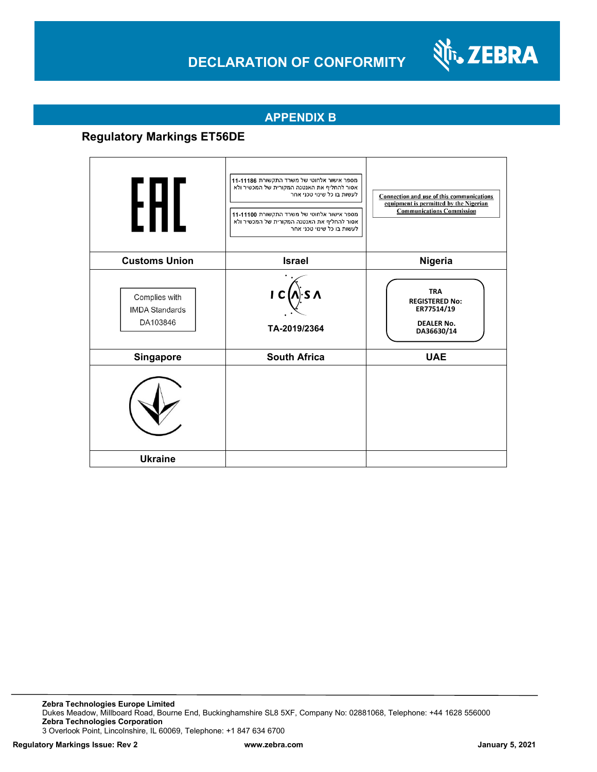# DECLARATION OF CONFORMITY

## APPENDIX B

### Regulatory Markings ET56DE

| | | |
|---|---|---|
| EAC | מספר אישור אלחוטי של משרד התקשורת 11-11186 אסור להחליף את האנטנה המקורית של המכשיר ולא לעשות בו כל שינוי טכני אחר<br><br>מספר אישור אלחוטי של משרד התקשורת 11-11100 אסור להחליף את האנטנה המקורית של המכשיר ולא לעשות בו כל שינוי טכני אחר | Connection and use of this communications equipment is permitted by the Nigerian Communications Commission |
| **Customs Union** | **Israel** | **Nigeria** |
| Complies with IMDA Standards DA103846 | ICASA<br>TA-2019/2364 | TRA<br>REGISTERED No: ER77514/19<br>DEALER No. DA36630/14 |
| **Singapore** | **South Africa** | **UAE** |
| | | |
| **Ukraine** | | |

**Zebra Technologies Europe Limited**
Dukes Meadow, Millboard Road, Bourne End, Buckinghamshire SL8 5XF, Company No: 02881068, Telephone: +44 1628 556000
**Zebra Technologies Corporation**
3 Overlook Point, Lincolnshire, IL 60069, Telephone: +1 847 634 6700

**Regulatory Markings Issue: Rev 2** **www.zebra.com** **January 5, 2021**